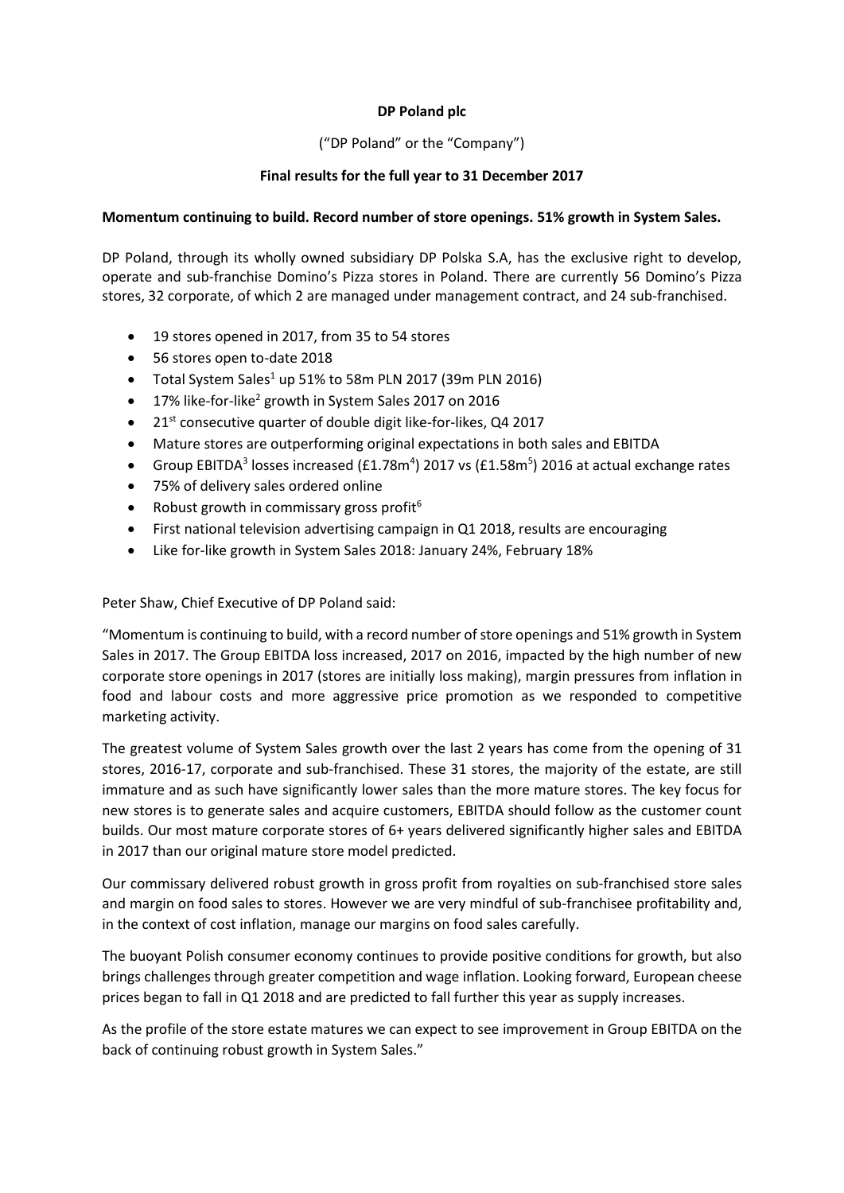**DP Poland plc**

("DP Poland" or the "Company")

**Final results for the full year to 31 December 2017**

**Momentum continuing to build. Record number of store openings. 51% growth in System Sales.**

DP Poland, through its wholly owned subsidiary DP Polska S.A, has the exclusive right to develop, operate and sub-franchise Domino's Pizza stores in Poland. There are currently 56 Domino's Pizza stores, 32 corporate, of which 2 are managed under management contract, and 24 sub-franchised.

- 19 stores opened in 2017, from 35 to 54 stores
- 56 stores open to-date 2018
- Total System Sales[1] up 51% to 58m PLN 2017 (39m PLN 2016)
- 17% like-for-like[2] growth in System Sales 2017 on 2016
- 21st consecutive quarter of double digit like-for-likes, Q4 2017
- Mature stores are outperforming original expectations in both sales and EBITDA
- Group EBITDA[3] losses increased (£1.78m[4]) 2017 vs (£1.58m[5]) 2016 at actual exchange rates
- 75% of delivery sales ordered online
- Robust growth in commissary gross profit[6]
- First national television advertising campaign in Q1 2018, results are encouraging
- Like for-like growth in System Sales 2018: January 24%, February 18%

Peter Shaw, Chief Executive of DP Poland said:

"Momentum is continuing to build, with a record number of store openings and 51% growth in System Sales in 2017. The Group EBITDA loss increased, 2017 on 2016, impacted by the high number of new corporate store openings in 2017 (stores are initially loss making), margin pressures from inflation in food and labour costs and more aggressive price promotion as we responded to competitive marketing activity.

The greatest volume of System Sales growth over the last 2 years has come from the opening of 31 stores, 2016-17, corporate and sub-franchised. These 31 stores, the majority of the estate, are still immature and as such have significantly lower sales than the more mature stores. The key focus for new stores is to generate sales and acquire customers, EBITDA should follow as the customer count builds. Our most mature corporate stores of 6+ years delivered significantly higher sales and EBITDA in 2017 than our original mature store model predicted.

Our commissary delivered robust growth in gross profit from royalties on sub-franchised store sales and margin on food sales to stores. However we are very mindful of sub-franchisee profitability and, in the context of cost inflation, manage our margins on food sales carefully.

The buoyant Polish consumer economy continues to provide positive conditions for growth, but also brings challenges through greater competition and wage inflation. Looking forward, European cheese prices began to fall in Q1 2018 and are predicted to fall further this year as supply increases.

As the profile of the store estate matures we can expect to see improvement in Group EBITDA on the back of continuing robust growth in System Sales."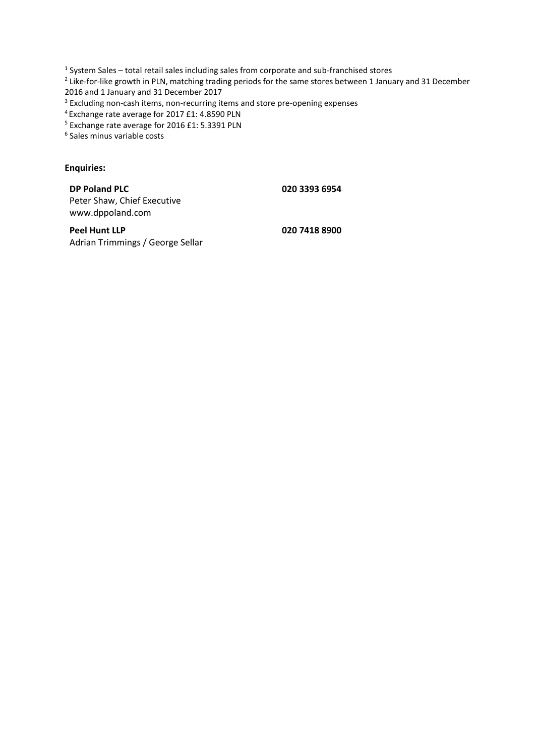[1] System Sales – total retail sales including sales from corporate and sub-franchised stores

[2] Like-for-like growth in PLN, matching trading periods for the same stores between 1 January and 31 December 2016 and 1 January and 31 December 2017

[3] Excluding non-cash items, non-recurring items and store pre-opening expenses

[4] Exchange rate average for 2017 £1: 4.8590 PLN

[5] Exchange rate average for 2016 £1: 5.3391 PLN

[6] Sales minus variable costs

**Enquiries:**

| | |
|---|---|
| **DP Poland PLC**<br>Peter Shaw, Chief Executive<br>www.dppoland.com | **020 3393 6954** |
| **Peel Hunt LLP**<br>Adrian Trimmings / George Sellar | **020 7418 8900** |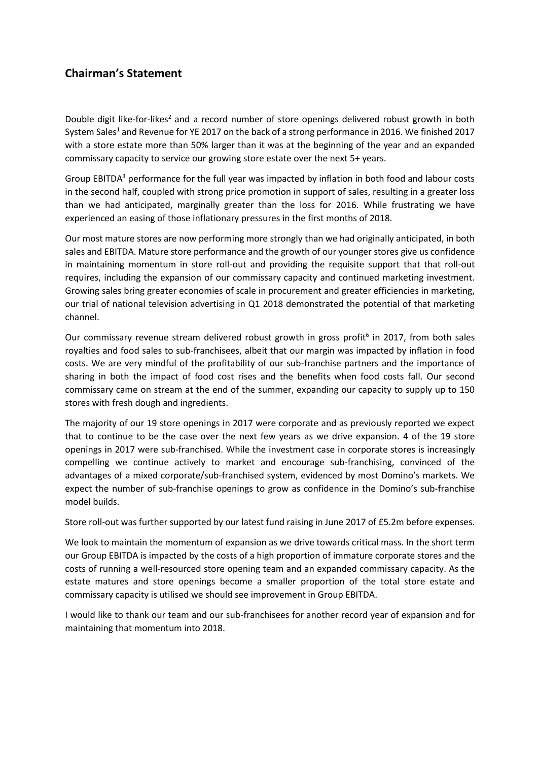## Chairman's Statement

Double digit like-for-likes[2] and a record number of store openings delivered robust growth in both System Sales[1] and Revenue for YE 2017 on the back of a strong performance in 2016. We finished 2017 with a store estate more than 50% larger than it was at the beginning of the year and an expanded commissary capacity to service our growing store estate over the next 5+ years.

Group EBITDA[3] performance for the full year was impacted by inflation in both food and labour costs in the second half, coupled with strong price promotion in support of sales, resulting in a greater loss than we had anticipated, marginally greater than the loss for 2016. While frustrating we have experienced an easing of those inflationary pressures in the first months of 2018.

Our most mature stores are now performing more strongly than we had originally anticipated, in both sales and EBITDA. Mature store performance and the growth of our younger stores give us confidence in maintaining momentum in store roll-out and providing the requisite support that that roll-out requires, including the expansion of our commissary capacity and continued marketing investment. Growing sales bring greater economies of scale in procurement and greater efficiencies in marketing, our trial of national television advertising in Q1 2018 demonstrated the potential of that marketing channel.

Our commissary revenue stream delivered robust growth in gross profit[6] in 2017, from both sales royalties and food sales to sub-franchisees, albeit that our margin was impacted by inflation in food costs. We are very mindful of the profitability of our sub-franchise partners and the importance of sharing in both the impact of food cost rises and the benefits when food costs fall. Our second commissary came on stream at the end of the summer, expanding our capacity to supply up to 150 stores with fresh dough and ingredients.

The majority of our 19 store openings in 2017 were corporate and as previously reported we expect that to continue to be the case over the next few years as we drive expansion. 4 of the 19 store openings in 2017 were sub-franchised. While the investment case in corporate stores is increasingly compelling we continue actively to market and encourage sub-franchising, convinced of the advantages of a mixed corporate/sub-franchised system, evidenced by most Domino's markets. We expect the number of sub-franchise openings to grow as confidence in the Domino's sub-franchise model builds.

Store roll-out was further supported by our latest fund raising in June 2017 of £5.2m before expenses.

We look to maintain the momentum of expansion as we drive towards critical mass. In the short term our Group EBITDA is impacted by the costs of a high proportion of immature corporate stores and the costs of running a well-resourced store opening team and an expanded commissary capacity. As the estate matures and store openings become a smaller proportion of the total store estate and commissary capacity is utilised we should see improvement in Group EBITDA.

I would like to thank our team and our sub-franchisees for another record year of expansion and for maintaining that momentum into 2018.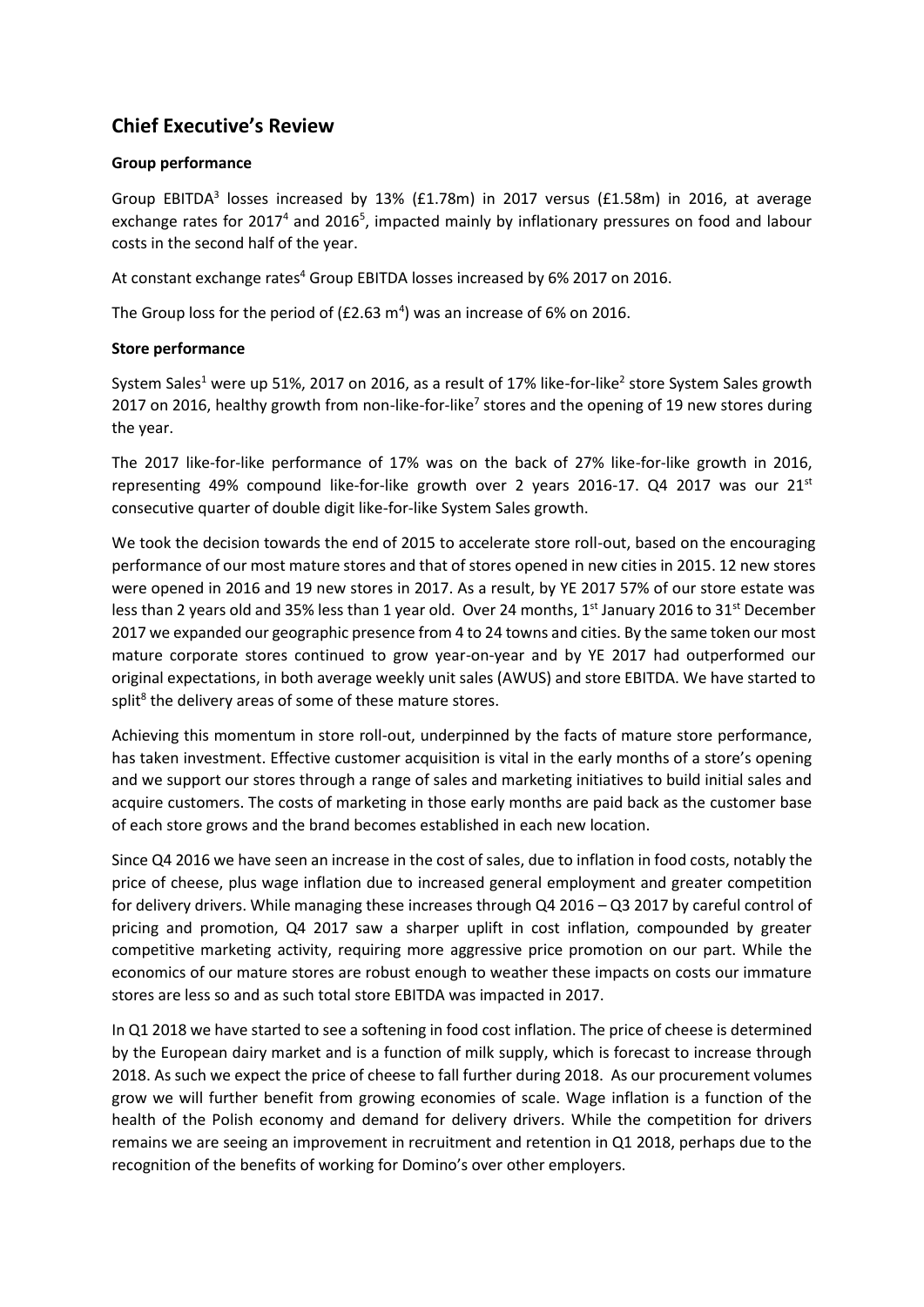## Chief Executive's Review

**Group performance**

Group EBITDA[3] losses increased by 13% (£1.78m) in 2017 versus (£1.58m) in 2016, at average exchange rates for 2017[4] and 2016[5], impacted mainly by inflationary pressures on food and labour costs in the second half of the year.

At constant exchange rates[4] Group EBITDA losses increased by 6% 2017 on 2016.

The Group loss for the period of (£2.63 m[4]) was an increase of 6% on 2016.

**Store performance**

System Sales[1] were up 51%, 2017 on 2016, as a result of 17% like-for-like[2] store System Sales growth 2017 on 2016, healthy growth from non-like-for-like[7] stores and the opening of 19 new stores during the year.

The 2017 like-for-like performance of 17% was on the back of 27% like-for-like growth in 2016, representing 49% compound like-for-like growth over 2 years 2016-17. Q4 2017 was our 21st consecutive quarter of double digit like-for-like System Sales growth.

We took the decision towards the end of 2015 to accelerate store roll-out, based on the encouraging performance of our most mature stores and that of stores opened in new cities in 2015. 12 new stores were opened in 2016 and 19 new stores in 2017. As a result, by YE 2017 57% of our store estate was less than 2 years old and 35% less than 1 year old. Over 24 months, 1st January 2016 to 31st December 2017 we expanded our geographic presence from 4 to 24 towns and cities. By the same token our most mature corporate stores continued to grow year-on-year and by YE 2017 had outperformed our original expectations, in both average weekly unit sales (AWUS) and store EBITDA. We have started to split[8] the delivery areas of some of these mature stores.

Achieving this momentum in store roll-out, underpinned by the facts of mature store performance, has taken investment. Effective customer acquisition is vital in the early months of a store's opening and we support our stores through a range of sales and marketing initiatives to build initial sales and acquire customers. The costs of marketing in those early months are paid back as the customer base of each store grows and the brand becomes established in each new location.

Since Q4 2016 we have seen an increase in the cost of sales, due to inflation in food costs, notably the price of cheese, plus wage inflation due to increased general employment and greater competition for delivery drivers. While managing these increases through Q4 2016 – Q3 2017 by careful control of pricing and promotion, Q4 2017 saw a sharper uplift in cost inflation, compounded by greater competitive marketing activity, requiring more aggressive price promotion on our part. While the economics of our mature stores are robust enough to weather these impacts on costs our immature stores are less so and as such total store EBITDA was impacted in 2017.

In Q1 2018 we have started to see a softening in food cost inflation. The price of cheese is determined by the European dairy market and is a function of milk supply, which is forecast to increase through 2018. As such we expect the price of cheese to fall further during 2018. As our procurement volumes grow we will further benefit from growing economies of scale. Wage inflation is a function of the health of the Polish economy and demand for delivery drivers. While the competition for drivers remains we are seeing an improvement in recruitment and retention in Q1 2018, perhaps due to the recognition of the benefits of working for Domino's over other employers.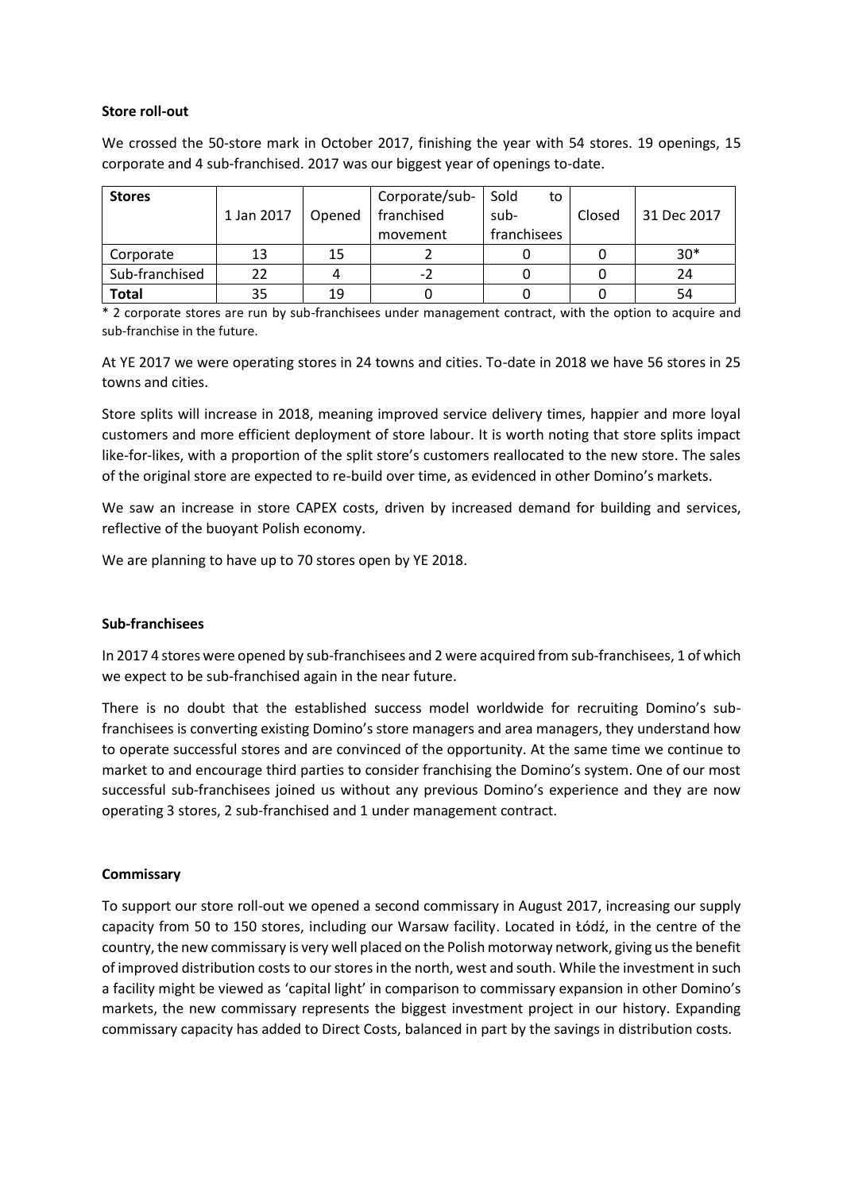**Store roll-out**

We crossed the 50-store mark in October 2017, finishing the year with 54 stores. 19 openings, 15 corporate and 4 sub-franchised. 2017 was our biggest year of openings to-date.

| Stores | 1 Jan 2017 | Opened | Corporate/sub-franchised movement | Sold to sub-franchisees | Closed | 31 Dec 2017 |
|---|---|---|---|---|---|---|
| Corporate | 13 | 15 | 2 | 0 | 0 | 30* |
| Sub-franchised | 22 | 4 | -2 | 0 | 0 | 24 |
| **Total** | 35 | 19 | 0 | 0 | 0 | 54 |

* 2 corporate stores are run by sub-franchisees under management contract, with the option to acquire and sub-franchise in the future.

At YE 2017 we were operating stores in 24 towns and cities. To-date in 2018 we have 56 stores in 25 towns and cities.

Store splits will increase in 2018, meaning improved service delivery times, happier and more loyal customers and more efficient deployment of store labour. It is worth noting that store splits impact like-for-likes, with a proportion of the split store's customers reallocated to the new store. The sales of the original store are expected to re-build over time, as evidenced in other Domino's markets.

We saw an increase in store CAPEX costs, driven by increased demand for building and services, reflective of the buoyant Polish economy.

We are planning to have up to 70 stores open by YE 2018.

**Sub-franchisees**

In 2017 4 stores were opened by sub-franchisees and 2 were acquired from sub-franchisees, 1 of which we expect to be sub-franchised again in the near future.

There is no doubt that the established success model worldwide for recruiting Domino's sub-franchisees is converting existing Domino's store managers and area managers, they understand how to operate successful stores and are convinced of the opportunity. At the same time we continue to market to and encourage third parties to consider franchising the Domino's system. One of our most successful sub-franchisees joined us without any previous Domino's experience and they are now operating 3 stores, 2 sub-franchised and 1 under management contract.

**Commissary**

To support our store roll-out we opened a second commissary in August 2017, increasing our supply capacity from 50 to 150 stores, including our Warsaw facility. Located in Łódź, in the centre of the country, the new commissary is very well placed on the Polish motorway network, giving us the benefit of improved distribution costs to our stores in the north, west and south. While the investment in such a facility might be viewed as 'capital light' in comparison to commissary expansion in other Domino's markets, the new commissary represents the biggest investment project in our history. Expanding commissary capacity has added to Direct Costs, balanced in part by the savings in distribution costs.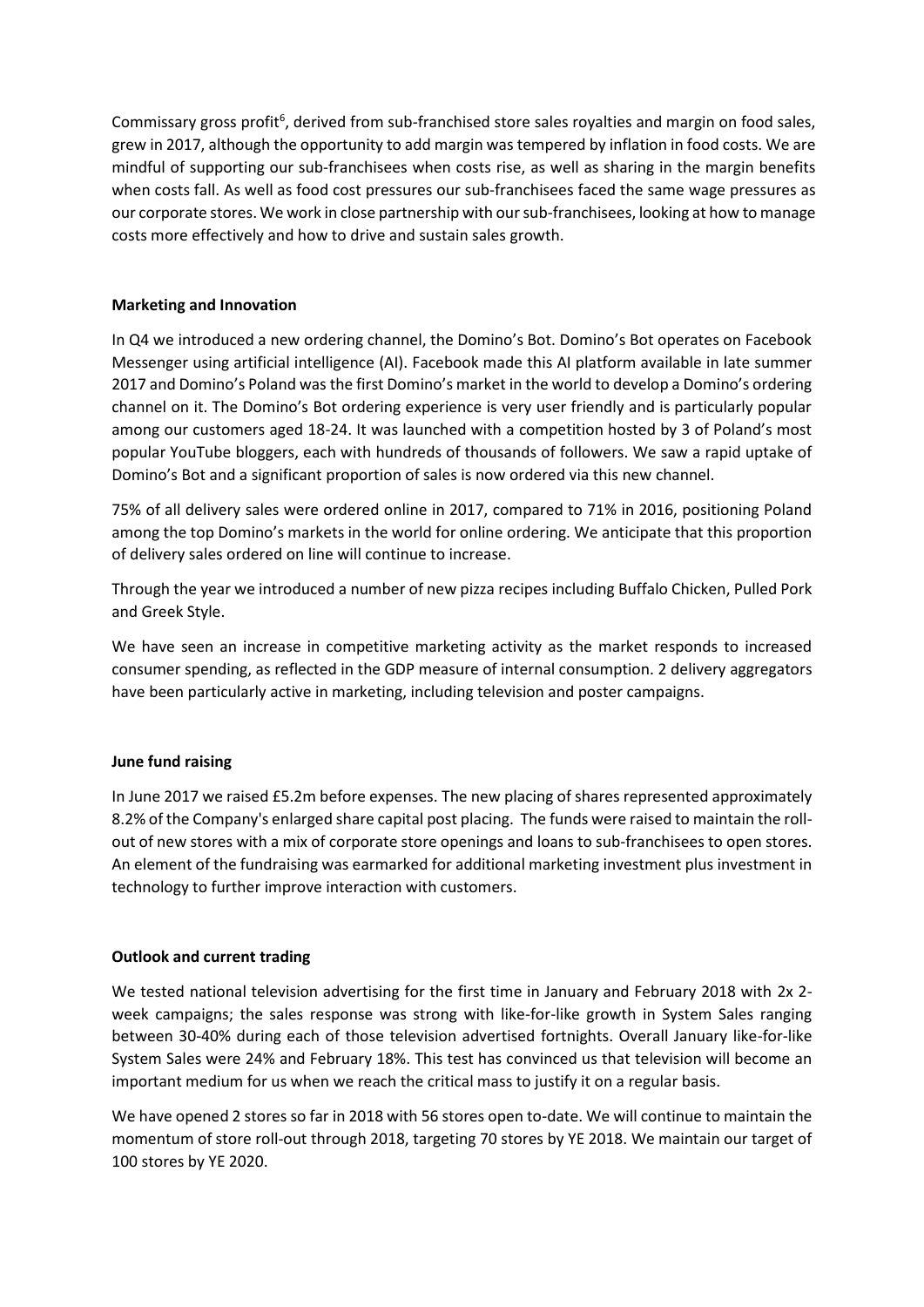Commissary gross profit[6], derived from sub-franchised store sales royalties and margin on food sales, grew in 2017, although the opportunity to add margin was tempered by inflation in food costs. We are mindful of supporting our sub-franchisees when costs rise, as well as sharing in the margin benefits when costs fall. As well as food cost pressures our sub-franchisees faced the same wage pressures as our corporate stores. We work in close partnership with our sub-franchisees, looking at how to manage costs more effectively and how to drive and sustain sales growth.

**Marketing and Innovation**

In Q4 we introduced a new ordering channel, the Domino's Bot. Domino's Bot operates on Facebook Messenger using artificial intelligence (AI). Facebook made this AI platform available in late summer 2017 and Domino's Poland was the first Domino's market in the world to develop a Domino's ordering channel on it. The Domino's Bot ordering experience is very user friendly and is particularly popular among our customers aged 18-24. It was launched with a competition hosted by 3 of Poland's most popular YouTube bloggers, each with hundreds of thousands of followers. We saw a rapid uptake of Domino's Bot and a significant proportion of sales is now ordered via this new channel.

75% of all delivery sales were ordered online in 2017, compared to 71% in 2016, positioning Poland among the top Domino's markets in the world for online ordering. We anticipate that this proportion of delivery sales ordered on line will continue to increase.

Through the year we introduced a number of new pizza recipes including Buffalo Chicken, Pulled Pork and Greek Style.

We have seen an increase in competitive marketing activity as the market responds to increased consumer spending, as reflected in the GDP measure of internal consumption. 2 delivery aggregators have been particularly active in marketing, including television and poster campaigns.

**June fund raising**

In June 2017 we raised £5.2m before expenses. The new placing of shares represented approximately 8.2% of the Company's enlarged share capital post placing. The funds were raised to maintain the roll-out of new stores with a mix of corporate store openings and loans to sub-franchisees to open stores. An element of the fundraising was earmarked for additional marketing investment plus investment in technology to further improve interaction with customers.

**Outlook and current trading**

We tested national television advertising for the first time in January and February 2018 with 2x 2-week campaigns; the sales response was strong with like-for-like growth in System Sales ranging between 30-40% during each of those television advertised fortnights. Overall January like-for-like System Sales were 24% and February 18%. This test has convinced us that television will become an important medium for us when we reach the critical mass to justify it on a regular basis.

We have opened 2 stores so far in 2018 with 56 stores open to-date. We will continue to maintain the momentum of store roll-out through 2018, targeting 70 stores by YE 2018. We maintain our target of 100 stores by YE 2020.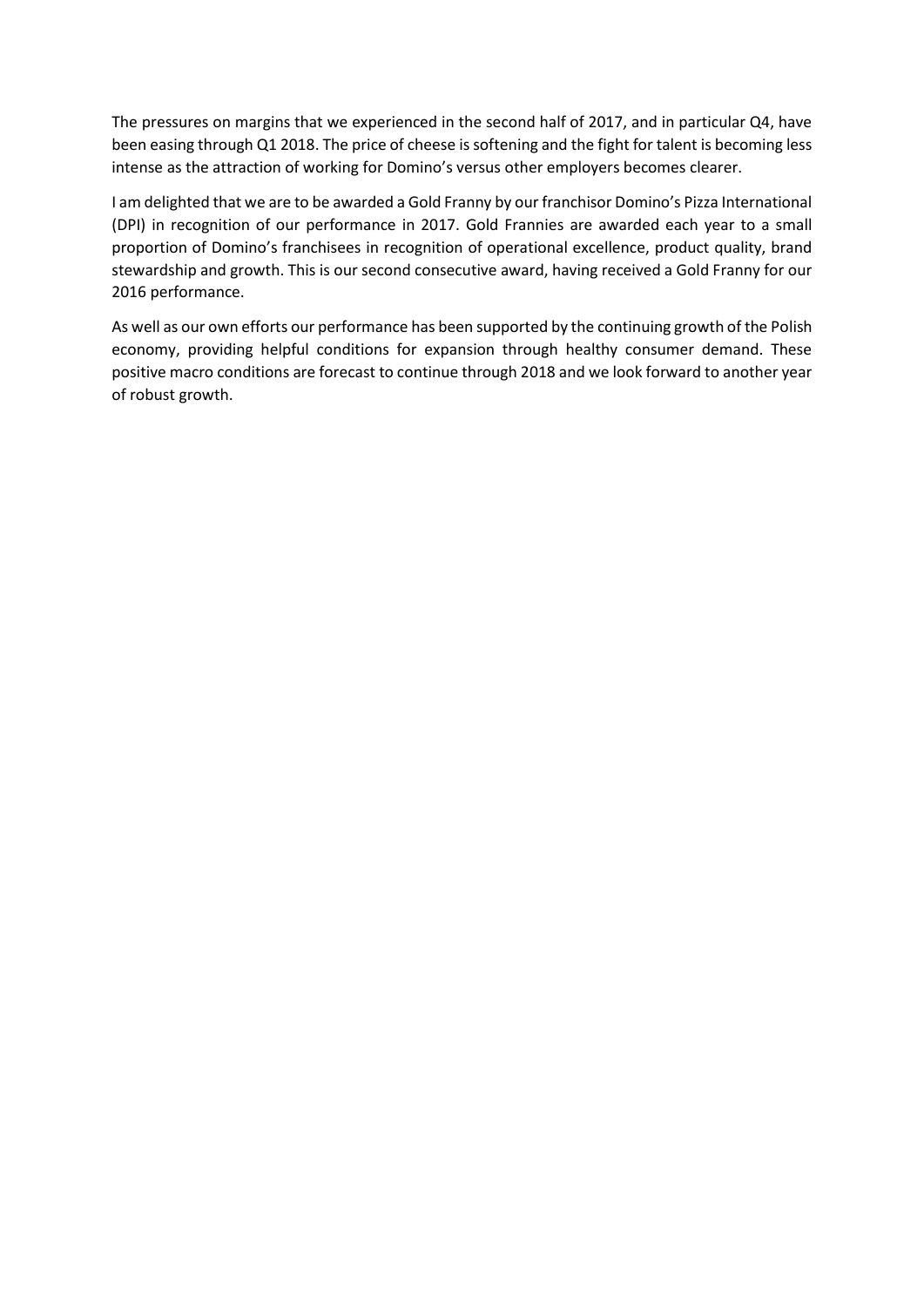The pressures on margins that we experienced in the second half of 2017, and in particular Q4, have been easing through Q1 2018. The price of cheese is softening and the fight for talent is becoming less intense as the attraction of working for Domino's versus other employers becomes clearer.

I am delighted that we are to be awarded a Gold Franny by our franchisor Domino's Pizza International (DPI) in recognition of our performance in 2017. Gold Frannies are awarded each year to a small proportion of Domino's franchisees in recognition of operational excellence, product quality, brand stewardship and growth. This is our second consecutive award, having received a Gold Franny for our 2016 performance.

As well as our own efforts our performance has been supported by the continuing growth of the Polish economy, providing helpful conditions for expansion through healthy consumer demand. These positive macro conditions are forecast to continue through 2018 and we look forward to another year of robust growth.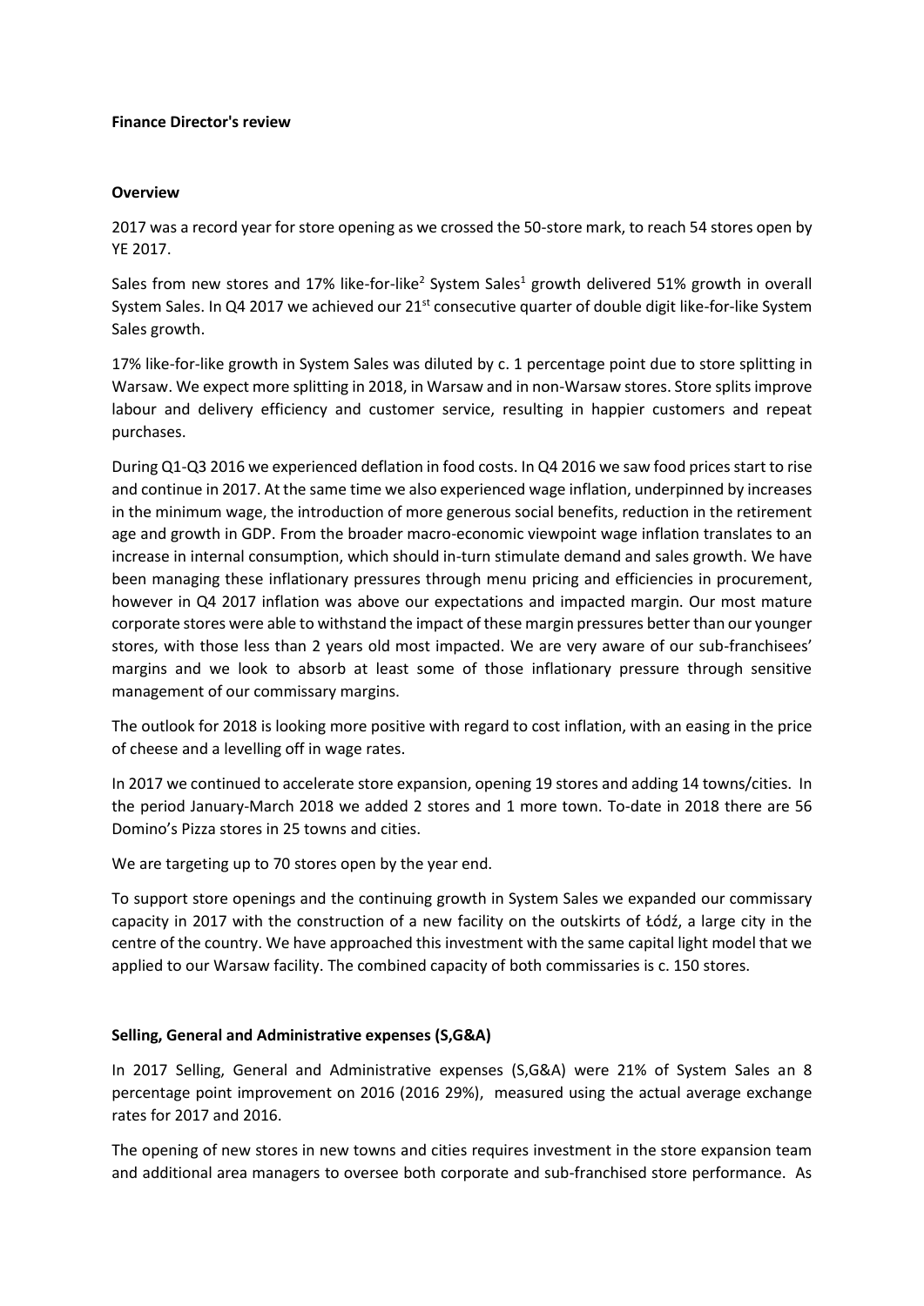**Finance Director's review**

**Overview**

2017 was a record year for store opening as we crossed the 50-store mark, to reach 54 stores open by YE 2017.

Sales from new stores and 17% like-for-like[2] System Sales[1] growth delivered 51% growth in overall System Sales. In Q4 2017 we achieved our 21st consecutive quarter of double digit like-for-like System Sales growth.

17% like-for-like growth in System Sales was diluted by c. 1 percentage point due to store splitting in Warsaw. We expect more splitting in 2018, in Warsaw and in non-Warsaw stores. Store splits improve labour and delivery efficiency and customer service, resulting in happier customers and repeat purchases.

During Q1-Q3 2016 we experienced deflation in food costs. In Q4 2016 we saw food prices start to rise and continue in 2017. At the same time we also experienced wage inflation, underpinned by increases in the minimum wage, the introduction of more generous social benefits, reduction in the retirement age and growth in GDP. From the broader macro-economic viewpoint wage inflation translates to an increase in internal consumption, which should in-turn stimulate demand and sales growth. We have been managing these inflationary pressures through menu pricing and efficiencies in procurement, however in Q4 2017 inflation was above our expectations and impacted margin. Our most mature corporate stores were able to withstand the impact of these margin pressures better than our younger stores, with those less than 2 years old most impacted. We are very aware of our sub-franchisees' margins and we look to absorb at least some of those inflationary pressure through sensitive management of our commissary margins.

The outlook for 2018 is looking more positive with regard to cost inflation, with an easing in the price of cheese and a levelling off in wage rates.

In 2017 we continued to accelerate store expansion, opening 19 stores and adding 14 towns/cities. In the period January-March 2018 we added 2 stores and 1 more town. To-date in 2018 there are 56 Domino's Pizza stores in 25 towns and cities.

We are targeting up to 70 stores open by the year end.

To support store openings and the continuing growth in System Sales we expanded our commissary capacity in 2017 with the construction of a new facility on the outskirts of Łódź, a large city in the centre of the country. We have approached this investment with the same capital light model that we applied to our Warsaw facility. The combined capacity of both commissaries is c. 150 stores.

**Selling, General and Administrative expenses (S,G&A)**

In 2017 Selling, General and Administrative expenses (S,G&A) were 21% of System Sales an 8 percentage point improvement on 2016 (2016 29%), measured using the actual average exchange rates for 2017 and 2016.

The opening of new stores in new towns and cities requires investment in the store expansion team and additional area managers to oversee both corporate and sub-franchised store performance. As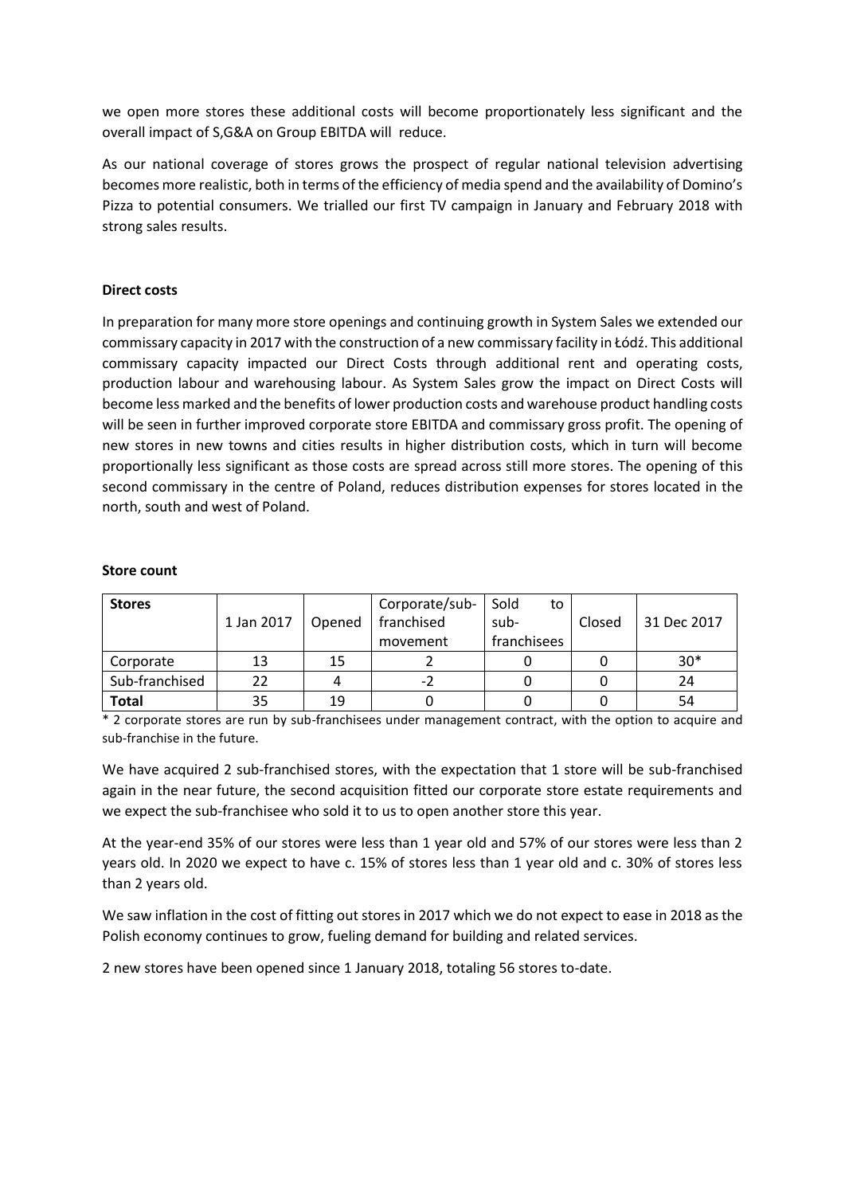we open more stores these additional costs will become proportionately less significant and the overall impact of S,G&A on Group EBITDA will reduce.

As our national coverage of stores grows the prospect of regular national television advertising becomes more realistic, both in terms of the efficiency of media spend and the availability of Domino's Pizza to potential consumers. We trialled our first TV campaign in January and February 2018 with strong sales results.

**Direct costs**

In preparation for many more store openings and continuing growth in System Sales we extended our commissary capacity in 2017 with the construction of a new commissary facility in Łódź. This additional commissary capacity impacted our Direct Costs through additional rent and operating costs, production labour and warehousing labour. As System Sales grow the impact on Direct Costs will become less marked and the benefits of lower production costs and warehouse product handling costs will be seen in further improved corporate store EBITDA and commissary gross profit. The opening of new stores in new towns and cities results in higher distribution costs, which in turn will become proportionally less significant as those costs are spread across still more stores. The opening of this second commissary in the centre of Poland, reduces distribution expenses for stores located in the north, south and west of Poland.

**Store count**

| **Stores** | 1 Jan 2017 | Opened | Corporate/sub-franchised movement | Sold to sub-franchisees | Closed | 31 Dec 2017 |
|---|---|---|---|---|---|---|
| Corporate | 13 | 15 | 2 | 0 | 0 | 30* |
| Sub-franchised | 22 | 4 | -2 | 0 | 0 | 24 |
| **Total** | 35 | 19 | 0 | 0 | 0 | 54 |

\* 2 corporate stores are run by sub-franchisees under management contract, with the option to acquire and sub-franchise in the future.

We have acquired 2 sub-franchised stores, with the expectation that 1 store will be sub-franchised again in the near future, the second acquisition fitted our corporate store estate requirements and we expect the sub-franchisee who sold it to us to open another store this year.

At the year-end 35% of our stores were less than 1 year old and 57% of our stores were less than 2 years old. In 2020 we expect to have c. 15% of stores less than 1 year old and c. 30% of stores less than 2 years old.

We saw inflation in the cost of fitting out stores in 2017 which we do not expect to ease in 2018 as the Polish economy continues to grow, fueling demand for building and related services.

2 new stores have been opened since 1 January 2018, totaling 56 stores to-date.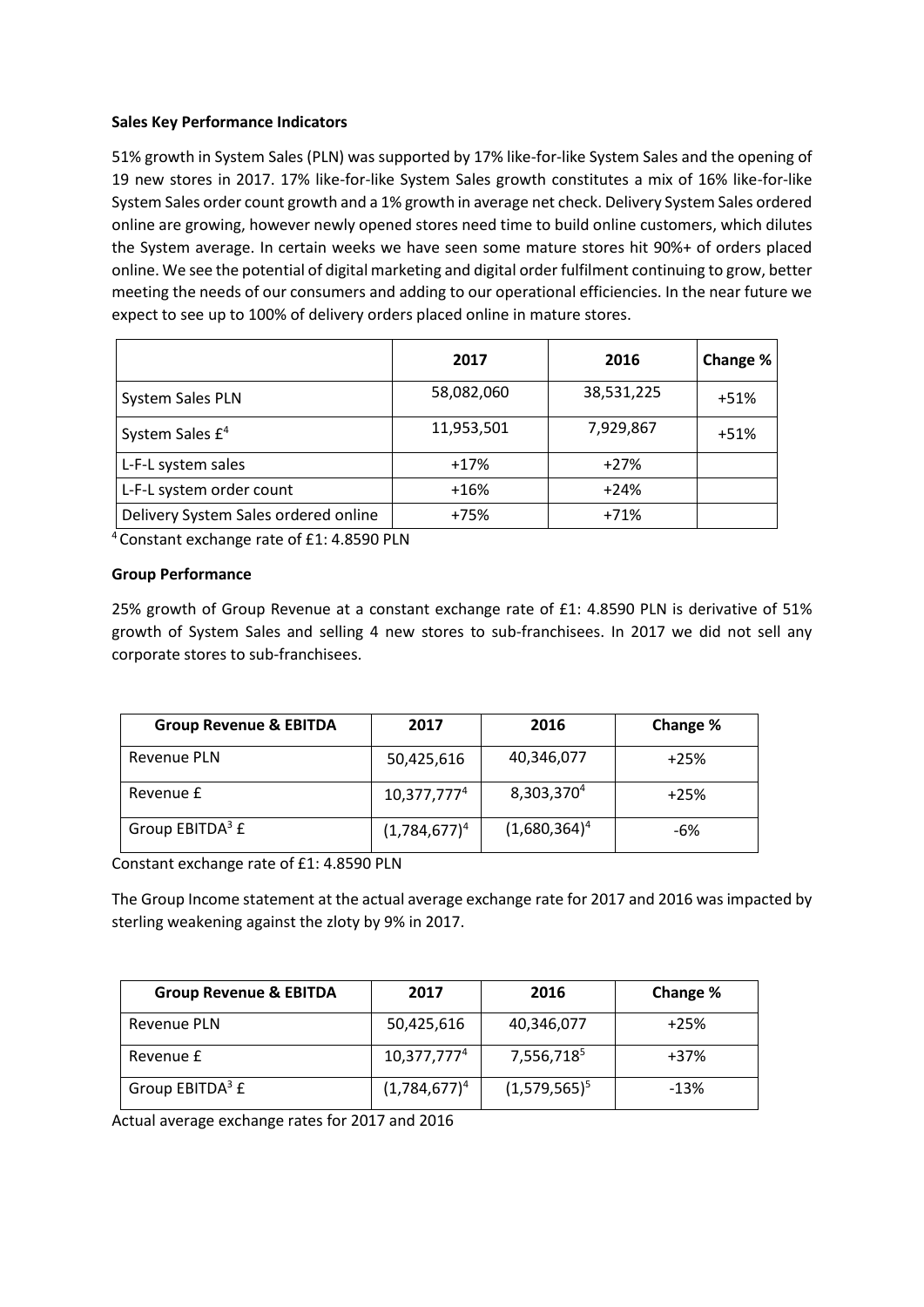**Sales Key Performance Indicators**

51% growth in System Sales (PLN) was supported by 17% like-for-like System Sales and the opening of 19 new stores in 2017. 17% like-for-like System Sales growth constitutes a mix of 16% like-for-like System Sales order count growth and a 1% growth in average net check. Delivery System Sales ordered online are growing, however newly opened stores need time to build online customers, which dilutes the System average. In certain weeks we have seen some mature stores hit 90%+ of orders placed online. We see the potential of digital marketing and digital order fulfilment continuing to grow, better meeting the needs of our consumers and adding to our operational efficiencies. In the near future we expect to see up to 100% of delivery orders placed online in mature stores.

| | 2017 | 2016 | Change % |
|---|---|---|---|
| System Sales PLN | 58,082,060 | 38,531,225 | +51% |
| System Sales £[4] | 11,953,501 | 7,929,867 | +51% |
| L-F-L system sales | +17% | +27% | |
| L-F-L system order count | +16% | +24% | |
| Delivery System Sales ordered online | +75% | +71% | |

[4] Constant exchange rate of £1: 4.8590 PLN

**Group Performance**

25% growth of Group Revenue at a constant exchange rate of £1: 4.8590 PLN is derivative of 51% growth of System Sales and selling 4 new stores to sub-franchisees. In 2017 we did not sell any corporate stores to sub-franchisees.

| Group Revenue & EBITDA | 2017 | 2016 | Change % |
|---|---|---|---|
| Revenue PLN | 50,425,616 | 40,346,077 | +25% |
| Revenue £ | 10,377,777[4] | 8,303,370[4] | +25% |
| Group EBITDA[3] £ | (1,784,677)[4] | (1,680,364)[4] | -6% |

Constant exchange rate of £1: 4.8590 PLN

The Group Income statement at the actual average exchange rate for 2017 and 2016 was impacted by sterling weakening against the zloty by 9% in 2017.

| Group Revenue & EBITDA | 2017 | 2016 | Change % |
|---|---|---|---|
| Revenue PLN | 50,425,616 | 40,346,077 | +25% |
| Revenue £ | 10,377,777[4] | 7,556,718[5] | +37% |
| Group EBITDA[3] £ | (1,784,677)[4] | (1,579,565)[5] | -13% |

Actual average exchange rates for 2017 and 2016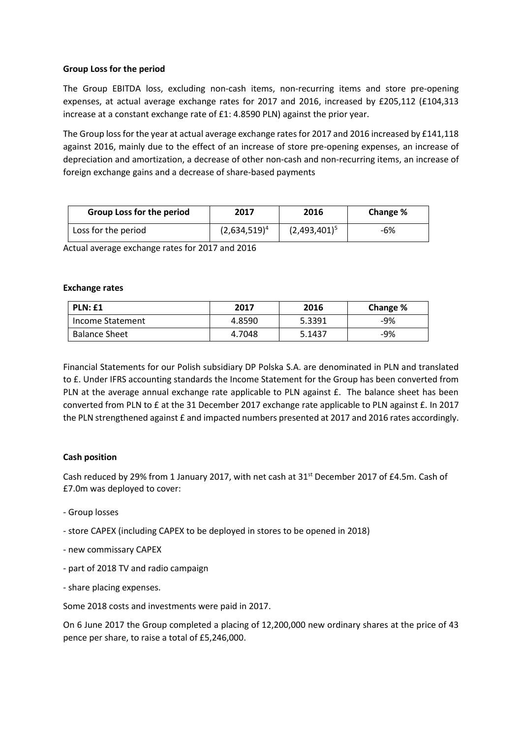**Group Loss for the period**

The Group EBITDA loss, excluding non-cash items, non-recurring items and store pre-opening expenses, at actual average exchange rates for 2017 and 2016, increased by £205,112 (£104,313 increase at a constant exchange rate of £1: 4.8590 PLN) against the prior year.

The Group loss for the year at actual average exchange rates for 2017 and 2016 increased by £141,118 against 2016, mainly due to the effect of an increase of store pre-opening expenses, an increase of depreciation and amortization, a decrease of other non-cash and non-recurring items, an increase of foreign exchange gains and a decrease of share-based payments

| Group Loss for the period | 2017 | 2016 | Change % |
|---|---|---|---|
| Loss for the period | (2,634,519)[4] | (2,493,401)[5] | -6% |

Actual average exchange rates for 2017 and 2016

**Exchange rates**

| PLN: £1 | 2017 | 2016 | Change % |
|---|---|---|---|
| Income Statement | 4.8590 | 5.3391 | -9% |
| Balance Sheet | 4.7048 | 5.1437 | -9% |

Financial Statements for our Polish subsidiary DP Polska S.A. are denominated in PLN and translated to £. Under IFRS accounting standards the Income Statement for the Group has been converted from PLN at the average annual exchange rate applicable to PLN against £. The balance sheet has been converted from PLN to £ at the 31 December 2017 exchange rate applicable to PLN against £. In 2017 the PLN strengthened against £ and impacted numbers presented at 2017 and 2016 rates accordingly.

**Cash position**

Cash reduced by 29% from 1 January 2017, with net cash at 31st December 2017 of £4.5m. Cash of £7.0m was deployed to cover:

- Group losses
- store CAPEX (including CAPEX to be deployed in stores to be opened in 2018)
- new commissary CAPEX
- part of 2018 TV and radio campaign
- share placing expenses.

Some 2018 costs and investments were paid in 2017.

On 6 June 2017 the Group completed a placing of 12,200,000 new ordinary shares at the price of 43 pence per share, to raise a total of £5,246,000.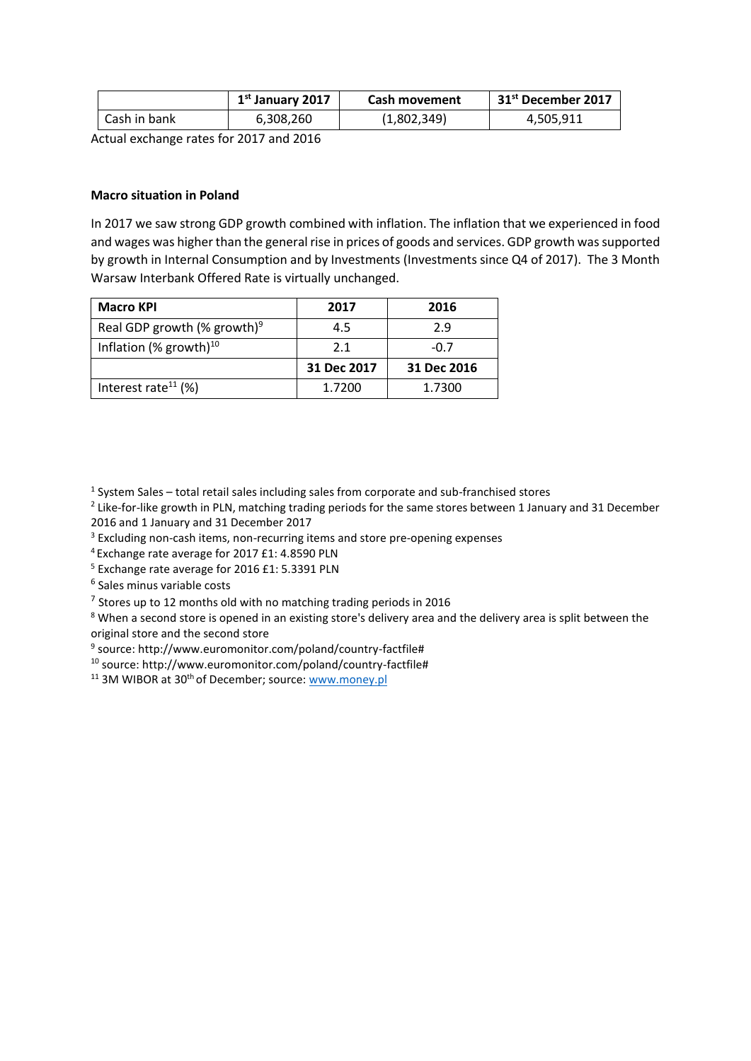| | 1st January 2017 | Cash movement | 31st December 2017 |
|---|---|---|---|
| Cash in bank | 6,308,260 | (1,802,349) | 4,505,911 |

Actual exchange rates for 2017 and 2016

**Macro situation in Poland**

In 2017 we saw strong GDP growth combined with inflation. The inflation that we experienced in food and wages was higher than the general rise in prices of goods and services. GDP growth was supported by growth in Internal Consumption and by Investments (Investments since Q4 of 2017). The 3 Month Warsaw Interbank Offered Rate is virtually unchanged.

| Macro KPI | 2017 | 2016 |
|---|---|---|
| Real GDP growth (% growth)[9] | 4.5 | 2.9 |
| Inflation (% growth)[10] | 2.1 | -0.7 |
| | **31 Dec 2017** | **31 Dec 2016** |
| Interest rate[11] (%) | 1.7200 | 1.7300 |

[1] System Sales – total retail sales including sales from corporate and sub-franchised stores

[2] Like-for-like growth in PLN, matching trading periods for the same stores between 1 January and 31 December 2016 and 1 January and 31 December 2017

[3] Excluding non-cash items, non-recurring items and store pre-opening expenses

[4] Exchange rate average for 2017 £1: 4.8590 PLN

[5] Exchange rate average for 2016 £1: 5.3391 PLN

[6] Sales minus variable costs

[7] Stores up to 12 months old with no matching trading periods in 2016

[8] When a second store is opened in an existing store's delivery area and the delivery area is split between the original store and the second store

[9] source: http://www.euromonitor.com/poland/country-factfile#

[10] source: http://www.euromonitor.com/poland/country-factfile#

[11] 3M WIBOR at 30th of December; source: www.money.pl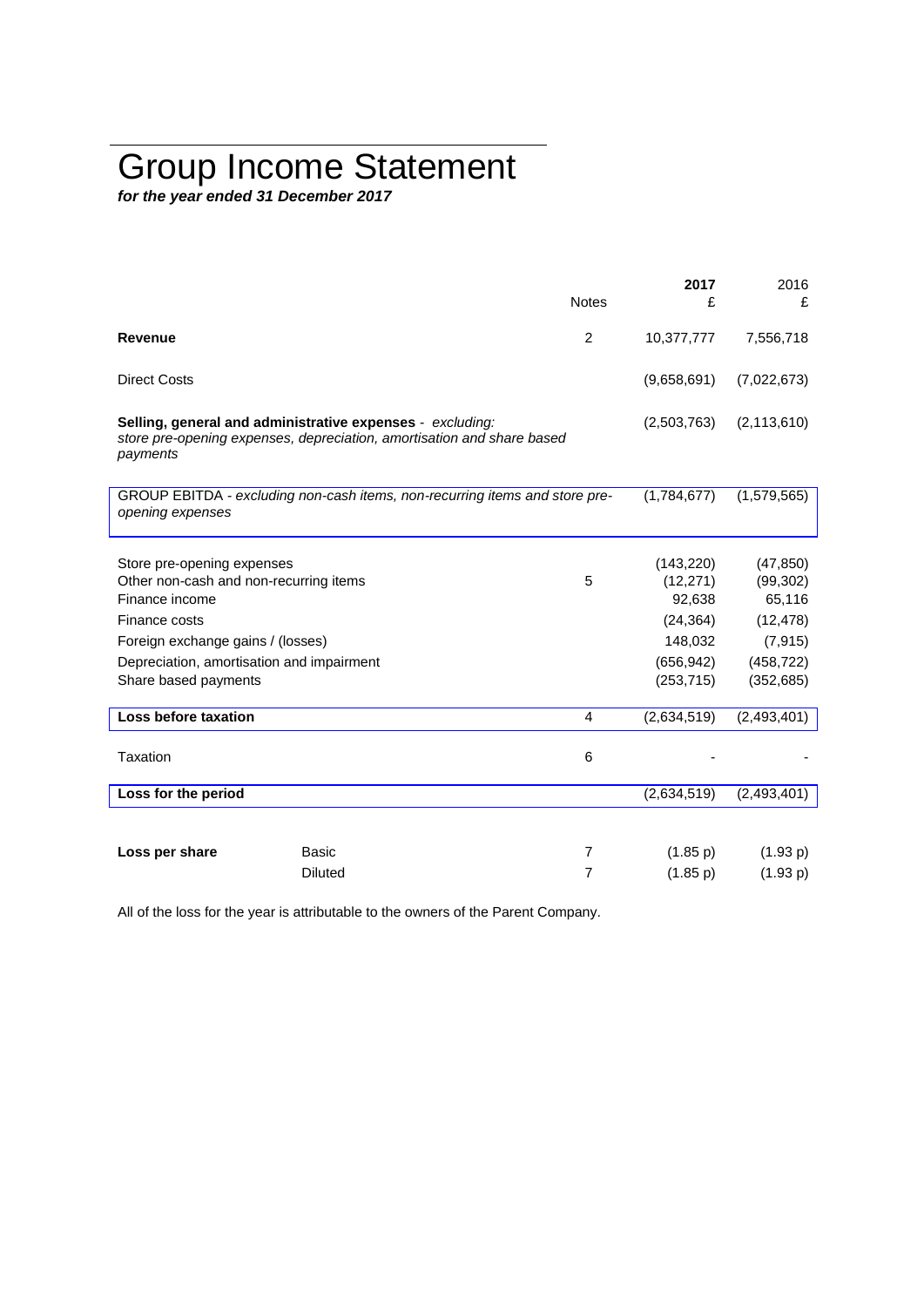# Group Income Statement

***for the year ended 31 December 2017***

| | | Notes | **2017** £ | 2016 £ |
|---|---|---|---|---|
| **Revenue** | | 2 | 10,377,777 | 7,556,718 |
| Direct Costs | | | (9,658,691) | (7,022,673) |
| **Selling, general and administrative expenses** - *excluding: store pre-opening expenses, depreciation, amortisation and share based payments* | | | (2,503,763) | (2,113,610) |
| GROUP EBITDA - *excluding non-cash items, non-recurring items and store pre-opening expenses* | | | (1,784,677) | (1,579,565) |
| Store pre-opening expenses | | | (143,220) | (47,850) |
| Other non-cash and non-recurring items | | 5 | (12,271) | (99,302) |
| Finance income | | | 92,638 | 65,116 |
| Finance costs | | | (24,364) | (12,478) |
| Foreign exchange gains / (losses) | | | 148,032 | (7,915) |
| Depreciation, amortisation and impairment | | | (656,942) | (458,722) |
| Share based payments | | | (253,715) | (352,685) |
| **Loss before taxation** | | 4 | (2,634,519) | (2,493,401) |
| Taxation | | 6 | - | - |
| **Loss for the period** | | | (2,634,519) | (2,493,401) |
| **Loss per share** | Basic | 7 | (1.85 p) | (1.93 p) |
| | Diluted | 7 | (1.85 p) | (1.93 p) |

All of the loss for the year is attributable to the owners of the Parent Company.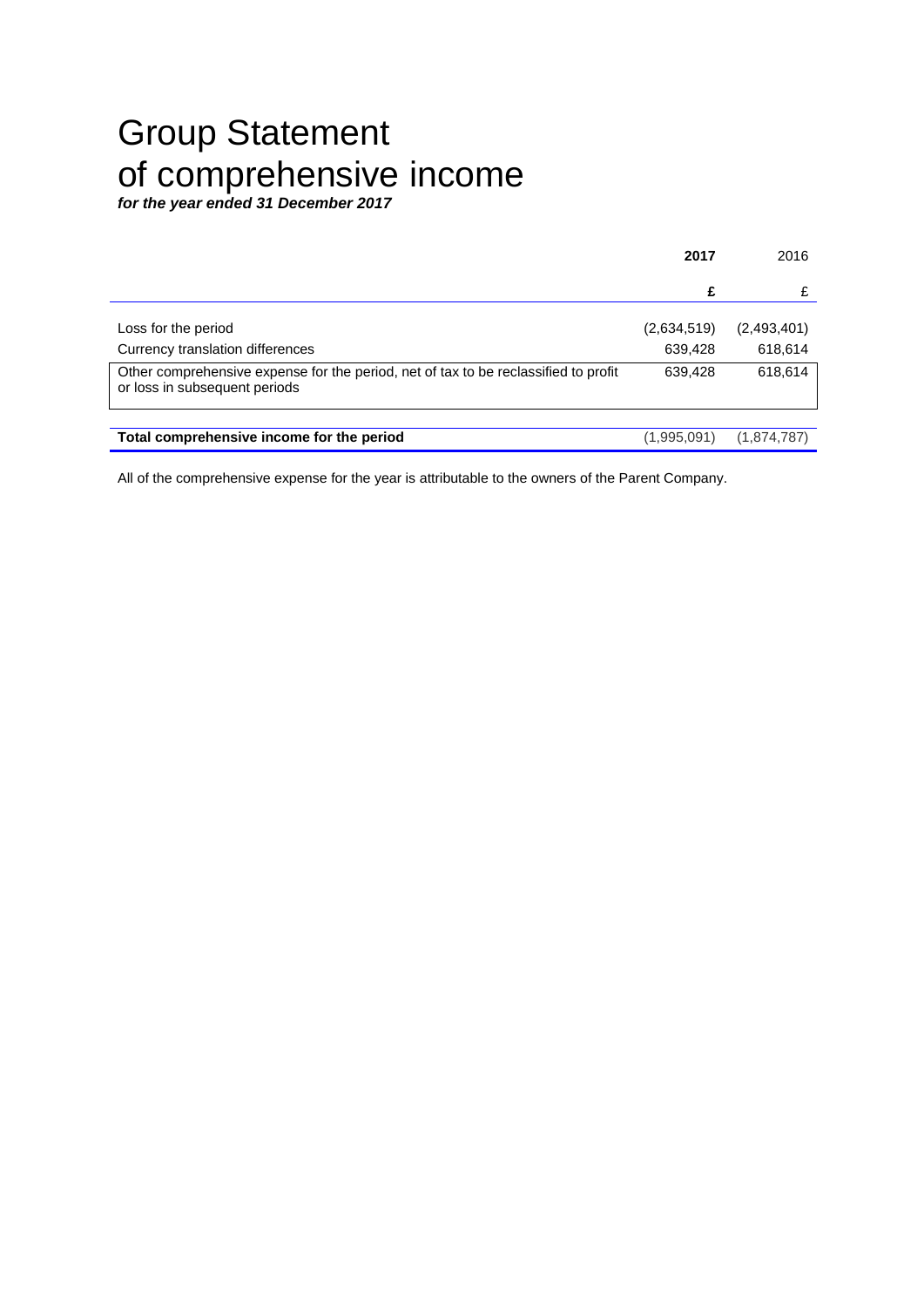# Group Statement of comprehensive income

***for the year ended 31 December 2017***

| | **2017** | 2016 |
|---|---|---|
| | **£** | £ |
| Loss for the period | (2,634,519) | (2,493,401) |
| Currency translation differences | 639,428 | 618,614 |
| Other comprehensive expense for the period, net of tax to be reclassified to profit or loss in subsequent periods | 639,428 | 618,614 |
| **Total comprehensive income for the period** | (1,995,091) | (1,874,787) |

All of the comprehensive expense for the year is attributable to the owners of the Parent Company.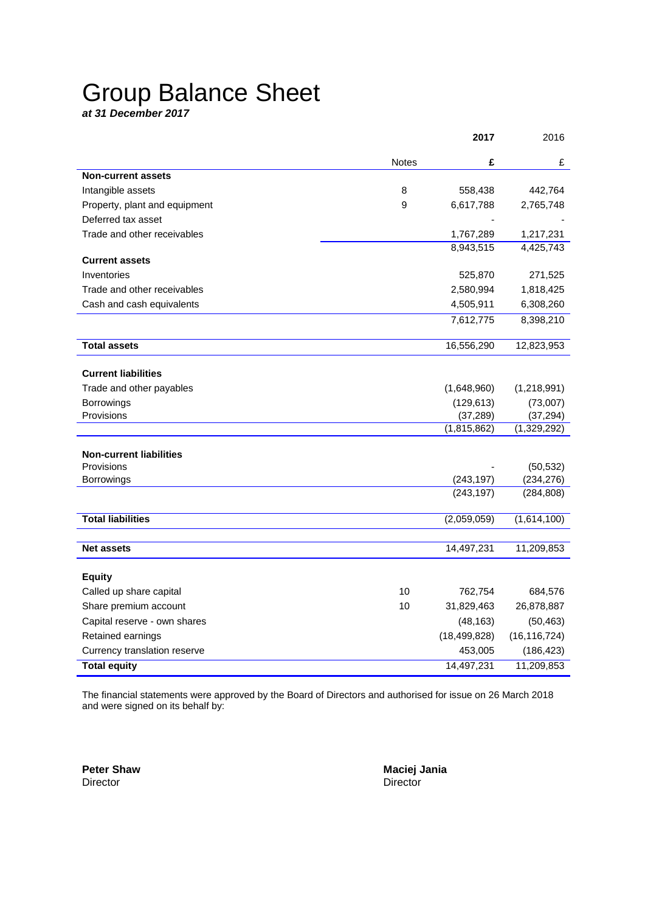# Group Balance Sheet

***at 31 December 2017***

| | Notes | **2017** | 2016 |
|---|---|---|---|
| | | **£** | £ |
| **Non-current assets** | | | |
| Intangible assets | 8 | 558,438 | 442,764 |
| Property, plant and equipment | 9 | 6,617,788 | 2,765,748 |
| Deferred tax asset | | - | - |
| Trade and other receivables | | 1,767,289 | 1,217,231 |
| | | 8,943,515 | 4,425,743 |
| **Current assets** | | | |
| Inventories | | 525,870 | 271,525 |
| Trade and other receivables | | 2,580,994 | 1,818,425 |
| Cash and cash equivalents | | 4,505,911 | 6,308,260 |
| | | 7,612,775 | 8,398,210 |
| **Total assets** | | 16,556,290 | 12,823,953 |
| **Current liabilities** | | | |
| Trade and other payables | | (1,648,960) | (1,218,991) |
| Borrowings | | (129,613) | (73,007) |
| Provisions | | (37,289) | (37,294) |
| | | (1,815,862) | (1,329,292) |
| **Non-current liabilities** | | | |
| Provisions | | - | (50,532) |
| Borrowings | | (243,197) | (234,276) |
| | | (243,197) | (284,808) |
| **Total liabilities** | | (2,059,059) | (1,614,100) |
| **Net assets** | | 14,497,231 | 11,209,853 |
| **Equity** | | | |
| Called up share capital | 10 | 762,754 | 684,576 |
| Share premium account | 10 | 31,829,463 | 26,878,887 |
| Capital reserve - own shares | | (48,163) | (50,463) |
| Retained earnings | | (18,499,828) | (16,116,724) |
| Currency translation reserve | | 453,005 | (186,423) |
| **Total equity** | | 14,497,231 | 11,209,853 |

The financial statements were approved by the Board of Directors and authorised for issue on 26 March 2018 and were signed on its behalf by:

**Peter Shaw**
Director

**Maciej Jania**
Director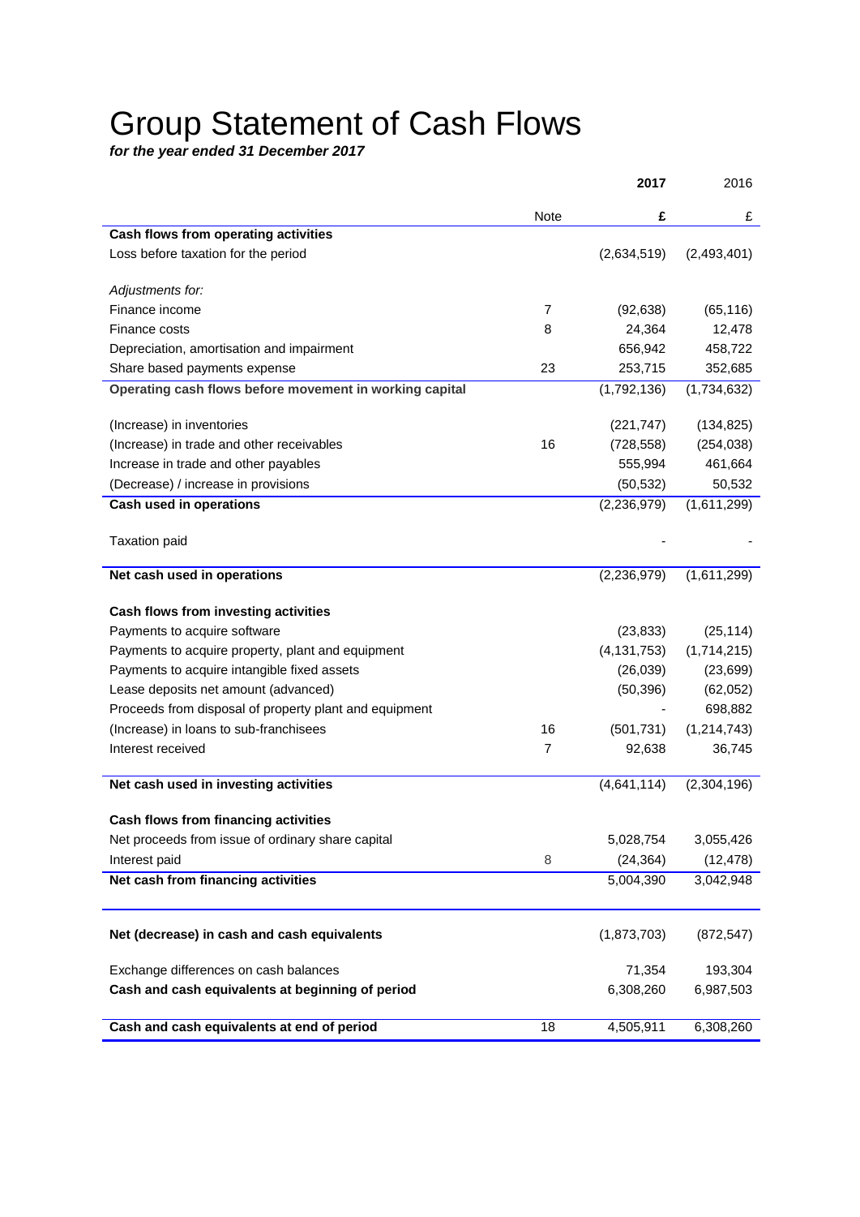# Group Statement of Cash Flows

***for the year ended 31 December 2017***

| | Note | **2017** | 2016 |
|---|---|---|---|
| | | **£** | £ |
| **Cash flows from operating activities** | | | |
| Loss before taxation for the period | | (2,634,519) | (2,493,401) |
| | | | |
| *Adjustments for:* | | | |
| Finance income | 7 | (92,638) | (65,116) |
| Finance costs | 8 | 24,364 | 12,478 |
| Depreciation, amortisation and impairment | | 656,942 | 458,722 |
| Share based payments expense | 23 | 253,715 | 352,685 |
| **Operating cash flows before movement in working capital** | | (1,792,136) | (1,734,632) |
| | | | |
| (Increase) in inventories | | (221,747) | (134,825) |
| (Increase) in trade and other receivables | 16 | (728,558) | (254,038) |
| Increase in trade and other payables | | 555,994 | 461,664 |
| (Decrease) / increase in provisions | | (50,532) | 50,532 |
| **Cash used in operations** | | (2,236,979) | (1,611,299) |
| | | | |
| Taxation paid | | - | - |
| | | | |
| **Net cash used in operations** | | (2,236,979) | (1,611,299) |
| | | | |
| **Cash flows from investing activities** | | | |
| Payments to acquire software | | (23,833) | (25,114) |
| Payments to acquire property, plant and equipment | | (4,131,753) | (1,714,215) |
| Payments to acquire intangible fixed assets | | (26,039) | (23,699) |
| Lease deposits net amount (advanced) | | (50,396) | (62,052) |
| Proceeds from disposal of property plant and equipment | | - | 698,882 |
| (Increase) in loans to sub-franchisees | 16 | (501,731) | (1,214,743) |
| Interest received | 7 | 92,638 | 36,745 |
| | | | |
| **Net cash used in investing activities** | | (4,641,114) | (2,304,196) |
| | | | |
| **Cash flows from financing activities** | | | |
| Net proceeds from issue of ordinary share capital | | 5,028,754 | 3,055,426 |
| Interest paid | 8 | (24,364) | (12,478) |
| **Net cash from financing activities** | | 5,004,390 | 3,042,948 |
| | | | |
| **Net (decrease) in cash and cash equivalents** | | (1,873,703) | (872,547) |
| | | | |
| Exchange differences on cash balances | | 71,354 | 193,304 |
| **Cash and cash equivalents at beginning of period** | | 6,308,260 | 6,987,503 |
| | | | |
| **Cash and cash equivalents at end of period** | 18 | 4,505,911 | 6,308,260 |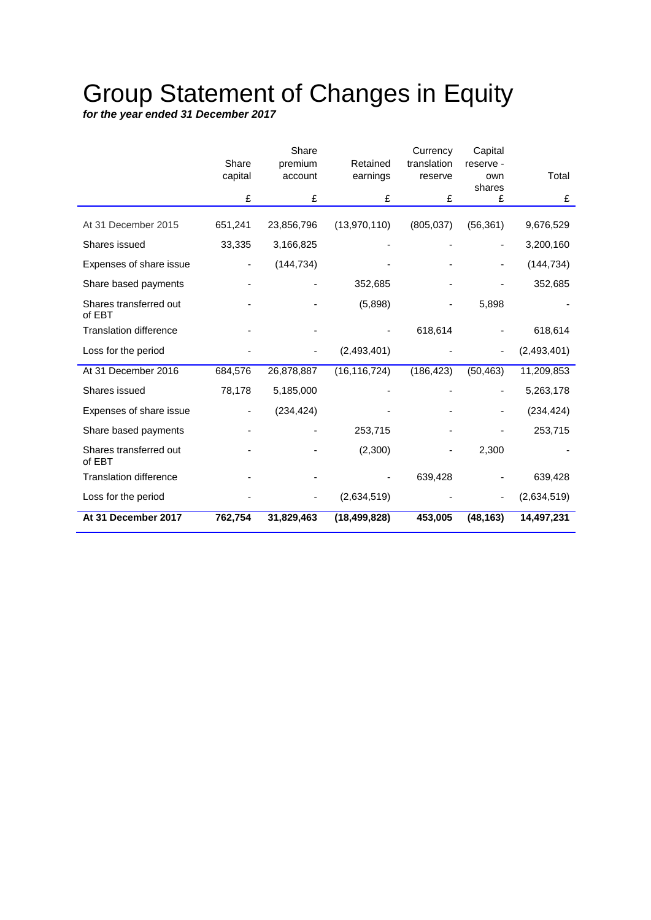# Group Statement of Changes in Equity

***for the year ended 31 December 2017***

| | Share capital | Share premium account | Retained earnings | Currency translation reserve | Capital reserve - own shares | Total |
|---|---|---|---|---|---|---|
| | £ | £ | £ | £ | £ | £ |
| At 31 December 2015 | 651,241 | 23,856,796 | (13,970,110) | (805,037) | (56,361) | 9,676,529 |
| Shares issued | 33,335 | 3,166,825 | - | - | - | 3,200,160 |
| Expenses of share issue | - | (144,734) | - | - | - | (144,734) |
| Share based payments | - | - | 352,685 | - | - | 352,685 |
| Shares transferred out of EBT | - | - | (5,898) | - | 5,898 | - |
| Translation difference | - | - | - | 618,614 | - | 618,614 |
| Loss for the period | - | - | (2,493,401) | - | - | (2,493,401) |
| At 31 December 2016 | 684,576 | 26,878,887 | (16,116,724) | (186,423) | (50,463) | 11,209,853 |
| Shares issued | 78,178 | 5,185,000 | - | - | - | 5,263,178 |
| Expenses of share issue | - | (234,424) | - | - | - | (234,424) |
| Share based payments | - | - | 253,715 | - | - | 253,715 |
| Shares transferred out of EBT | - | - | (2,300) | - | 2,300 | - |
| Translation difference | - | - | - | 639,428 | - | 639,428 |
| Loss for the period | - | - | (2,634,519) | - | - | (2,634,519) |
| **At 31 December 2017** | **762,754** | **31,829,463** | **(18,499,828)** | **453,005** | **(48,163)** | **14,497,231** |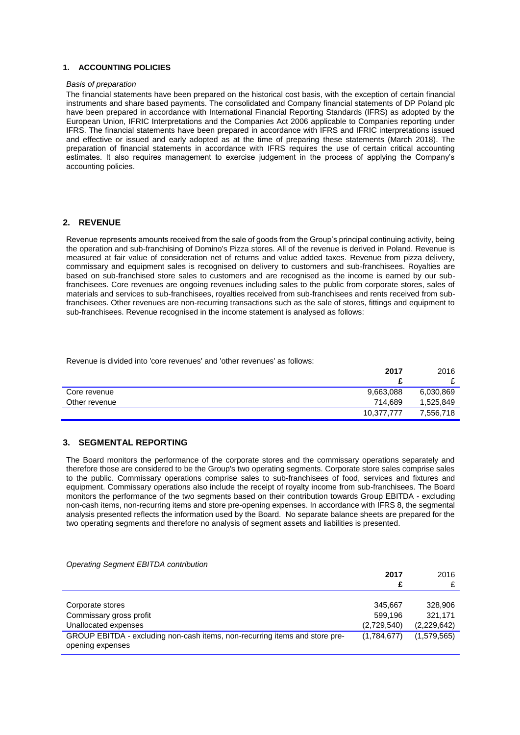## 1. ACCOUNTING POLICIES

*Basis of preparation*

The financial statements have been prepared on the historical cost basis, with the exception of certain financial instruments and share based payments. The consolidated and Company financial statements of DP Poland plc have been prepared in accordance with International Financial Reporting Standards (IFRS) as adopted by the European Union, IFRIC Interpretations and the Companies Act 2006 applicable to Companies reporting under IFRS. The financial statements have been prepared in accordance with IFRS and IFRIC interpretations issued and effective or issued and early adopted as at the time of preparing these statements (March 2018). The preparation of financial statements in accordance with IFRS requires the use of certain critical accounting estimates. It also requires management to exercise judgement in the process of applying the Company's accounting policies.

## 2. REVENUE

Revenue represents amounts received from the sale of goods from the Group's principal continuing activity, being the operation and sub-franchising of Domino's Pizza stores. All of the revenue is derived in Poland. Revenue is measured at fair value of consideration net of returns and value added taxes. Revenue from pizza delivery, commissary and equipment sales is recognised on delivery to customers and sub-franchisees. Royalties are based on sub-franchised store sales to customers and are recognised as the income is earned by our sub-franchisees. Core revenues are ongoing revenues including sales to the public from corporate stores, sales of materials and services to sub-franchisees, royalties received from sub-franchisees and rents received from sub-franchisees. Other revenues are non-recurring transactions such as the sale of stores, fittings and equipment to sub-franchisees. Revenue recognised in the income statement is analysed as follows:

Revenue is divided into 'core revenues' and 'other revenues' as follows:

| | **2017** | 2016 |
|---|---|---|
| | **£** | £ |
| Core revenue | 9,663,088 | 6,030,869 |
| Other revenue | 714,689 | 1,525,849 |
| | 10,377,777 | 7,556,718 |

## 3. SEGMENTAL REPORTING

The Board monitors the performance of the corporate stores and the commissary operations separately and therefore those are considered to be the Group's two operating segments. Corporate store sales comprise sales to the public. Commissary operations comprise sales to sub-franchisees of food, services and fixtures and equipment. Commissary operations also include the receipt of royalty income from sub-franchisees. The Board monitors the performance of the two segments based on their contribution towards Group EBITDA - excluding non-cash items, non-recurring items and store pre-opening expenses. In accordance with IFRS 8, the segmental analysis presented reflects the information used by the Board. No separate balance sheets are prepared for the two operating segments and therefore no analysis of segment assets and liabilities is presented.

*Operating Segment EBITDA contribution*

| | **2017** | 2016 |
|---|---|---|
| | **£** | £ |
| Corporate stores | 345,667 | 328,906 |
| Commissary gross profit | 599,196 | 321,171 |
| Unallocated expenses | (2,729,540) | (2,229,642) |
| GROUP EBITDA - excluding non-cash items, non-recurring items and store pre-opening expenses | (1,784,677) | (1,579,565) |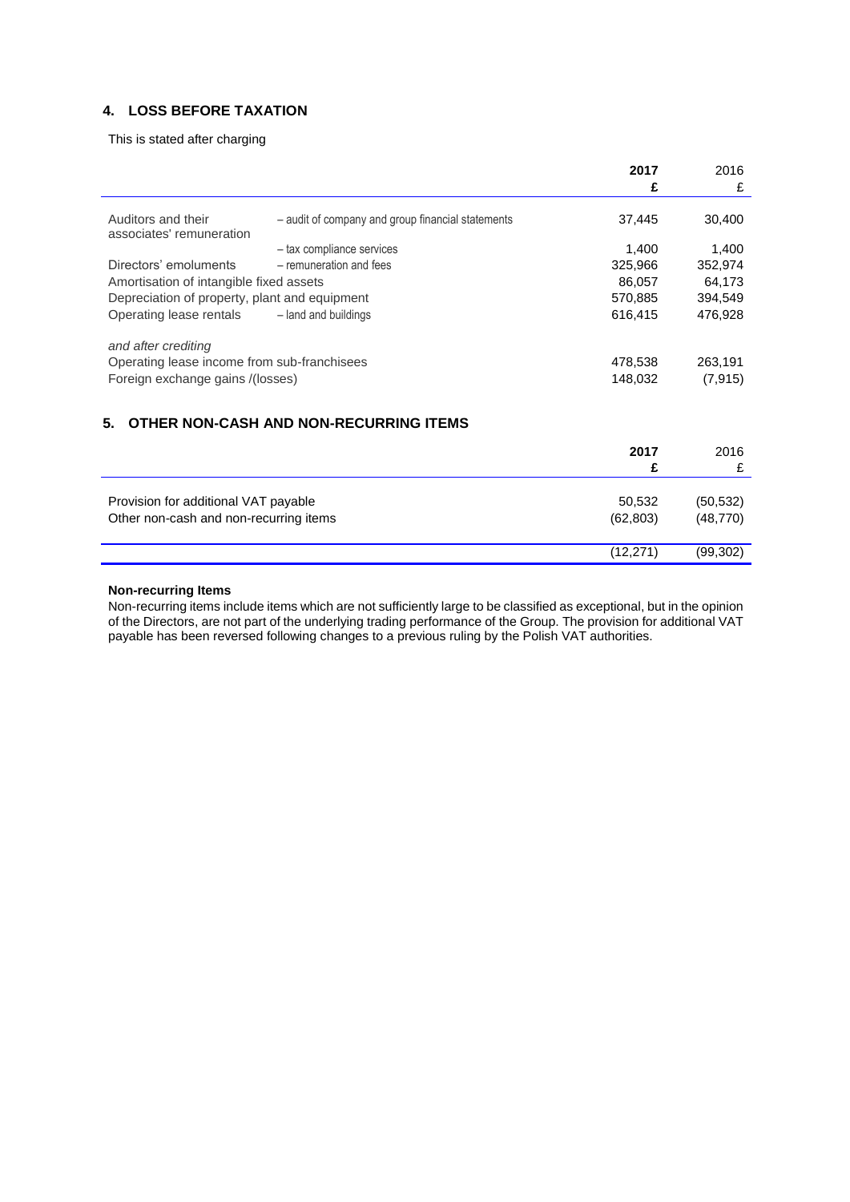## 4. LOSS BEFORE TAXATION

This is stated after charging

| | | 2017 £ | 2016 £ |
|---|---|---|---|
| Auditors and their associates' remuneration | – audit of company and group financial statements | 37,445 | 30,400 |
| | – tax compliance services | 1,400 | 1,400 |
| Directors' emoluments | – remuneration and fees | 325,966 | 352,974 |
| Amortisation of intangible fixed assets | | 86,057 | 64,173 |
| Depreciation of property, plant and equipment | | 570,885 | 394,549 |
| Operating lease rentals | – land and buildings | 616,415 | 476,928 |
| *and after crediting* | | | |
| Operating lease income from sub-franchisees | | 478,538 | 263,191 |
| Foreign exchange gains /(losses) | | 148,032 | (7,915) |

## 5. OTHER NON-CASH AND NON-RECURRING ITEMS

| | 2017 £ | 2016 £ |
|---|---|---|
| Provision for additional VAT payable | 50,532 | (50,532) |
| Other non-cash and non-recurring items | (62,803) | (48,770) |
| | (12,271) | (99,302) |

**Non-recurring Items**

Non-recurring items include items which are not sufficiently large to be classified as exceptional, but in the opinion of the Directors, are not part of the underlying trading performance of the Group. The provision for additional VAT payable has been reversed following changes to a previous ruling by the Polish VAT authorities.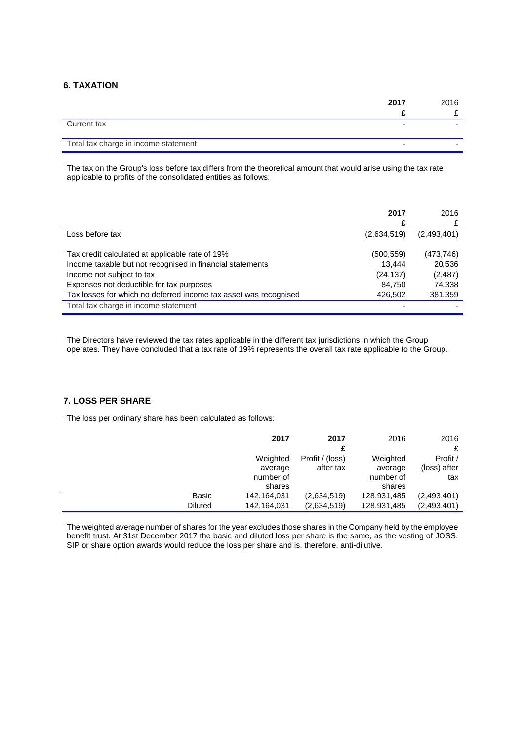## 6. TAXATION

| | **2017** | 2016 |
|---|---|---|
| | **£** | £ |
| Current tax | - | - |
| Total tax charge in income statement | - | - |

The tax on the Group's loss before tax differs from the theoretical amount that would arise using the tax rate applicable to profits of the consolidated entities as follows:

| | **2017** | 2016 |
|---|---|---|
| | **£** | £ |
| Loss before tax | (2,634,519) | (2,493,401) |
| Tax credit calculated at applicable rate of 19% | (500,559) | (473,746) |
| Income taxable but not recognised in financial statements | 13,444 | 20,536 |
| Income not subject to tax | (24,137) | (2,487) |
| Expenses not deductible for tax purposes | 84,750 | 74,338 |
| Tax losses for which no deferred income tax asset was recognised | 426,502 | 381,359 |
| Total tax charge in income statement | - | - |

The Directors have reviewed the tax rates applicable in the different tax jurisdictions in which the Group operates. They have concluded that a tax rate of 19% represents the overall tax rate applicable to the Group.

## 7. LOSS PER SHARE

The loss per ordinary share has been calculated as follows:

| | **2017** | **2017** | 2016 | 2016 |
|---|---|---|---|---|
| | | **£** | | £ |
| | Weighted average number of shares | Profit / (loss) after tax | Weighted average number of shares | Profit / (loss) after tax |
| Basic | 142,164,031 | (2,634,519) | 128,931,485 | (2,493,401) |
| Diluted | 142,164,031 | (2,634,519) | 128,931,485 | (2,493,401) |

The weighted average number of shares for the year excludes those shares in the Company held by the employee benefit trust. At 31st December 2017 the basic and diluted loss per share is the same, as the vesting of JOSS, SIP or share option awards would reduce the loss per share and is, therefore, anti-dilutive.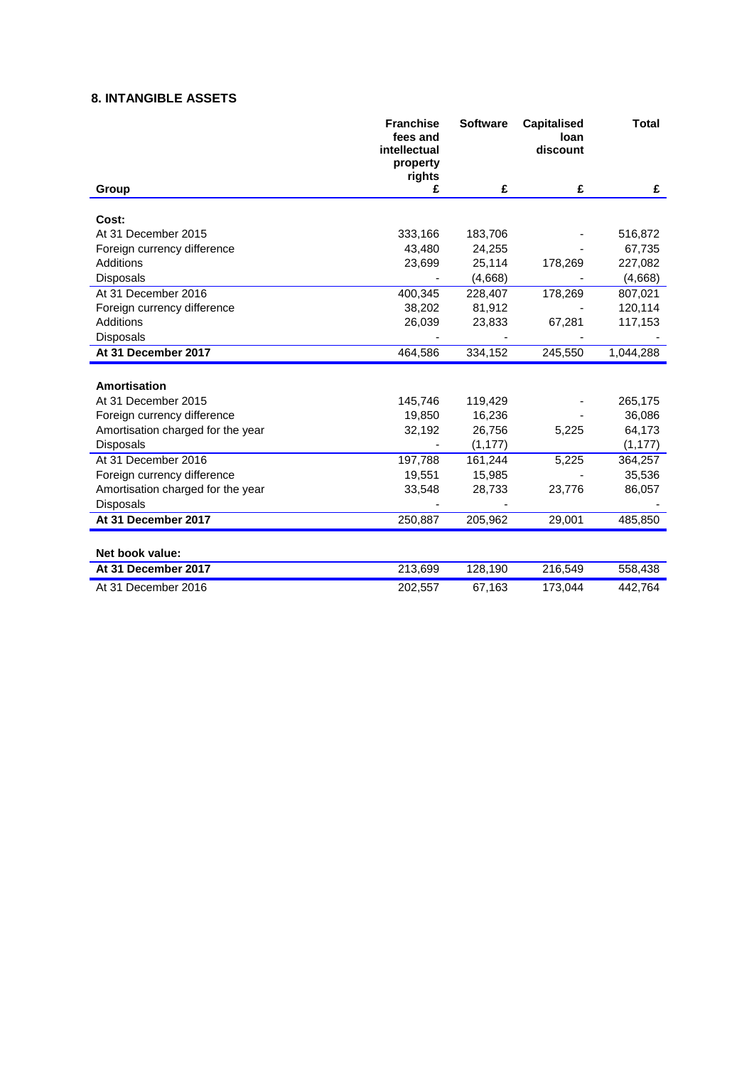## 8. INTANGIBLE ASSETS

| Group | Franchise fees and intellectual property rights £ | Software £ | Capitalised loan discount £ | Total £ |
|---|---|---|---|---|
| **Cost:** | | | | |
| At 31 December 2015 | 333,166 | 183,706 | - | 516,872 |
| Foreign currency difference | 43,480 | 24,255 | - | 67,735 |
| Additions | 23,699 | 25,114 | 178,269 | 227,082 |
| Disposals | - | (4,668) | - | (4,668) |
| At 31 December 2016 | 400,345 | 228,407 | 178,269 | 807,021 |
| Foreign currency difference | 38,202 | 81,912 | - | 120,114 |
| Additions | 26,039 | 23,833 | 67,281 | 117,153 |
| Disposals | - | - | - | - |
| **At 31 December 2017** | 464,586 | 334,152 | 245,550 | 1,044,288 |
| **Amortisation** | | | | |
| At 31 December 2015 | 145,746 | 119,429 | - | 265,175 |
| Foreign currency difference | 19,850 | 16,236 | - | 36,086 |
| Amortisation charged for the year | 32,192 | 26,756 | 5,225 | 64,173 |
| Disposals | - | (1,177) | | (1,177) |
| At 31 December 2016 | 197,788 | 161,244 | 5,225 | 364,257 |
| Foreign currency difference | 19,551 | 15,985 | - | 35,536 |
| Amortisation charged for the year | 33,548 | 28,733 | 23,776 | 86,057 |
| Disposals | - | - | | - |
| **At 31 December 2017** | 250,887 | 205,962 | 29,001 | 485,850 |
| **Net book value:** | | | | |
| **At 31 December 2017** | 213,699 | 128,190 | 216,549 | 558,438 |
| At 31 December 2016 | 202,557 | 67,163 | 173,044 | 442,764 |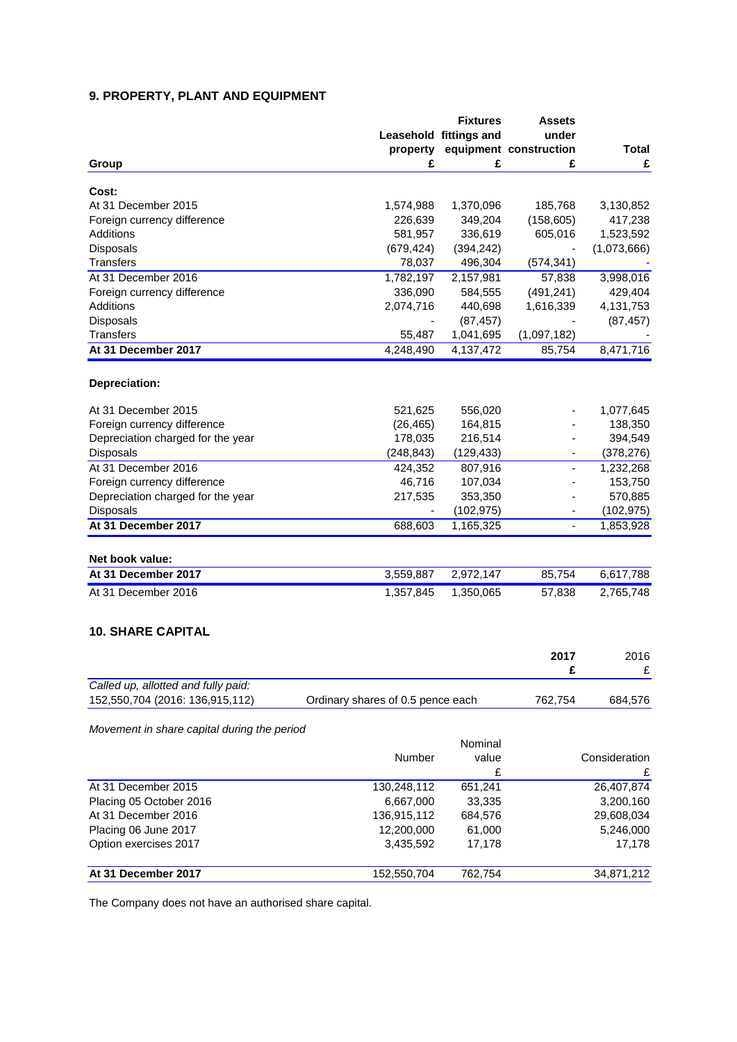## 9. PROPERTY, PLANT AND EQUIPMENT

| Group | Leasehold property £ | Fixtures fittings and equipment £ | Assets under construction £ | Total £ |
|---|---|---|---|---|
| **Cost:** | | | | |
| At 31 December 2015 | 1,574,988 | 1,370,096 | 185,768 | 3,130,852 |
| Foreign currency difference | 226,639 | 349,204 | (158,605) | 417,238 |
| Additions | 581,957 | 336,619 | 605,016 | 1,523,592 |
| Disposals | (679,424) | (394,242) | - | (1,073,666) |
| Transfers | 78,037 | 496,304 | (574,341) | - |
| At 31 December 2016 | 1,782,197 | 2,157,981 | 57,838 | 3,998,016 |
| Foreign currency difference | 336,090 | 584,555 | (491,241) | 429,404 |
| Additions | 2,074,716 | 440,698 | 1,616,339 | 4,131,753 |
| Disposals | - | (87,457) | - | (87,457) |
| Transfers | 55,487 | 1,041,695 | (1,097,182) | - |
| **At 31 December 2017** | 4,248,490 | 4,137,472 | 85,754 | 8,471,716 |
| **Depreciation:** | | | | |
| At 31 December 2015 | 521,625 | 556,020 | - | 1,077,645 |
| Foreign currency difference | (26,465) | 164,815 | - | 138,350 |
| Depreciation charged for the year | 178,035 | 216,514 | - | 394,549 |
| Disposals | (248,843) | (129,433) | - | (378,276) |
| At 31 December 2016 | 424,352 | 807,916 | - | 1,232,268 |
| Foreign currency difference | 46,716 | 107,034 | - | 153,750 |
| Depreciation charged for the year | 217,535 | 353,350 | - | 570,885 |
| Disposals | - | (102,975) | - | (102,975) |
| **At 31 December 2017** | 688,603 | 1,165,325 | - | 1,853,928 |
| **Net book value:** | | | | |
| **At 31 December 2017** | 3,559,887 | 2,972,147 | 85,754 | 6,617,788 |
| At 31 December 2016 | 1,357,845 | 1,350,065 | 57,838 | 2,765,748 |

## 10. SHARE CAPITAL

| | | **2017** **£** | 2016 £ |
|---|---|---|---|
| *Called up, allotted and fully paid:* | | | |
| 152,550,704 (2016: 136,915,112) | Ordinary shares of 0.5 pence each | 762,754 | 684,576 |

*Movement in share capital during the period*

| | Number | Nominal value £ | Consideration £ |
|---|---|---|---|
| At 31 December 2015 | 130,248,112 | 651,241 | 26,407,874 |
| Placing 05 October 2016 | 6,667,000 | 33,335 | 3,200,160 |
| At 31 December 2016 | 136,915,112 | 684,576 | 29,608,034 |
| Placing 06 June 2017 | 12,200,000 | 61,000 | 5,246,000 |
| Option exercises 2017 | 3,435,592 | 17,178 | 17,178 |
| **At 31 December 2017** | 152,550,704 | 762,754 | 34,871,212 |

The Company does not have an authorised share capital.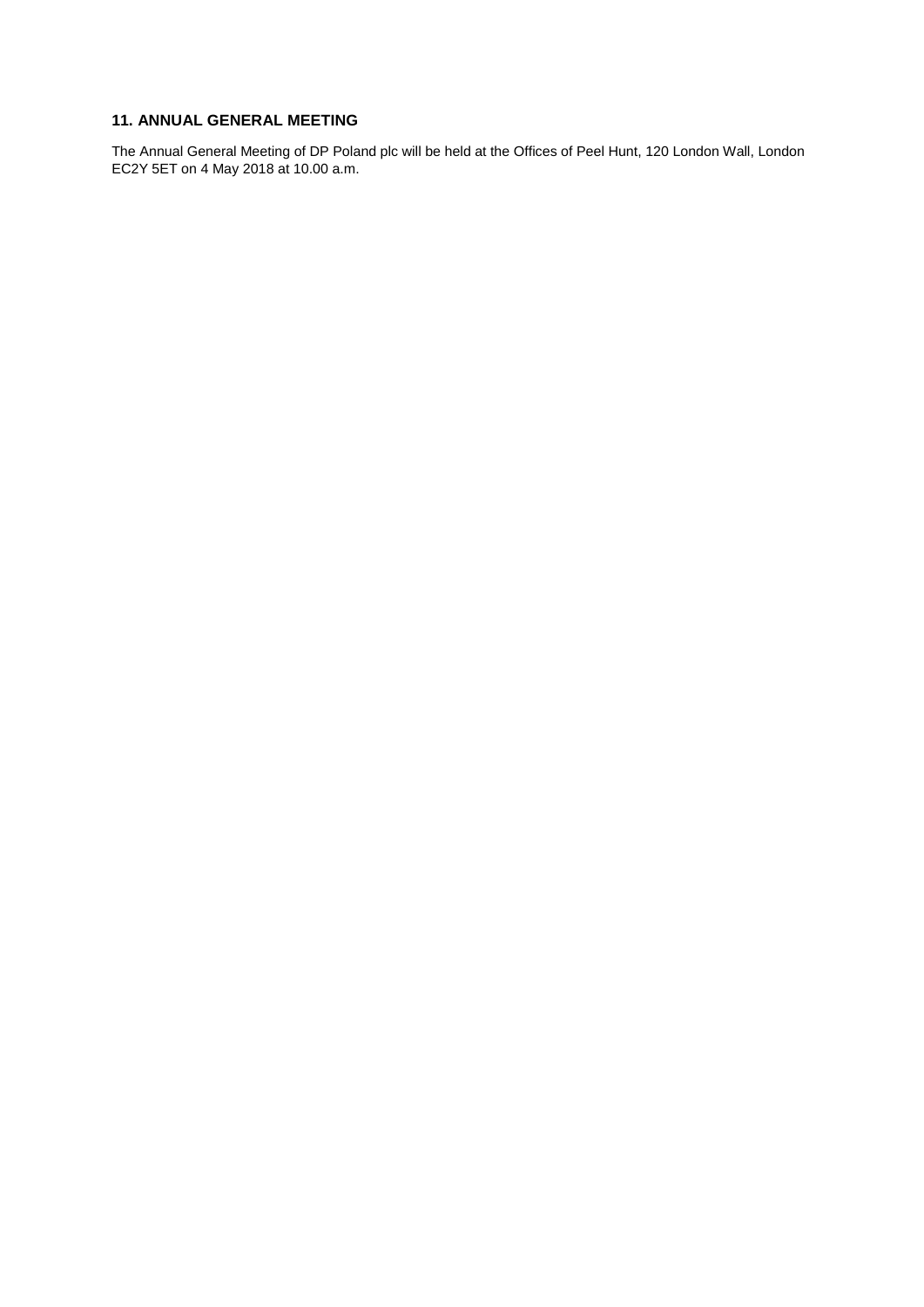## 11. ANNUAL GENERAL MEETING

The Annual General Meeting of DP Poland plc will be held at the Offices of Peel Hunt, 120 London Wall, London EC2Y 5ET on 4 May 2018 at 10.00 a.m.